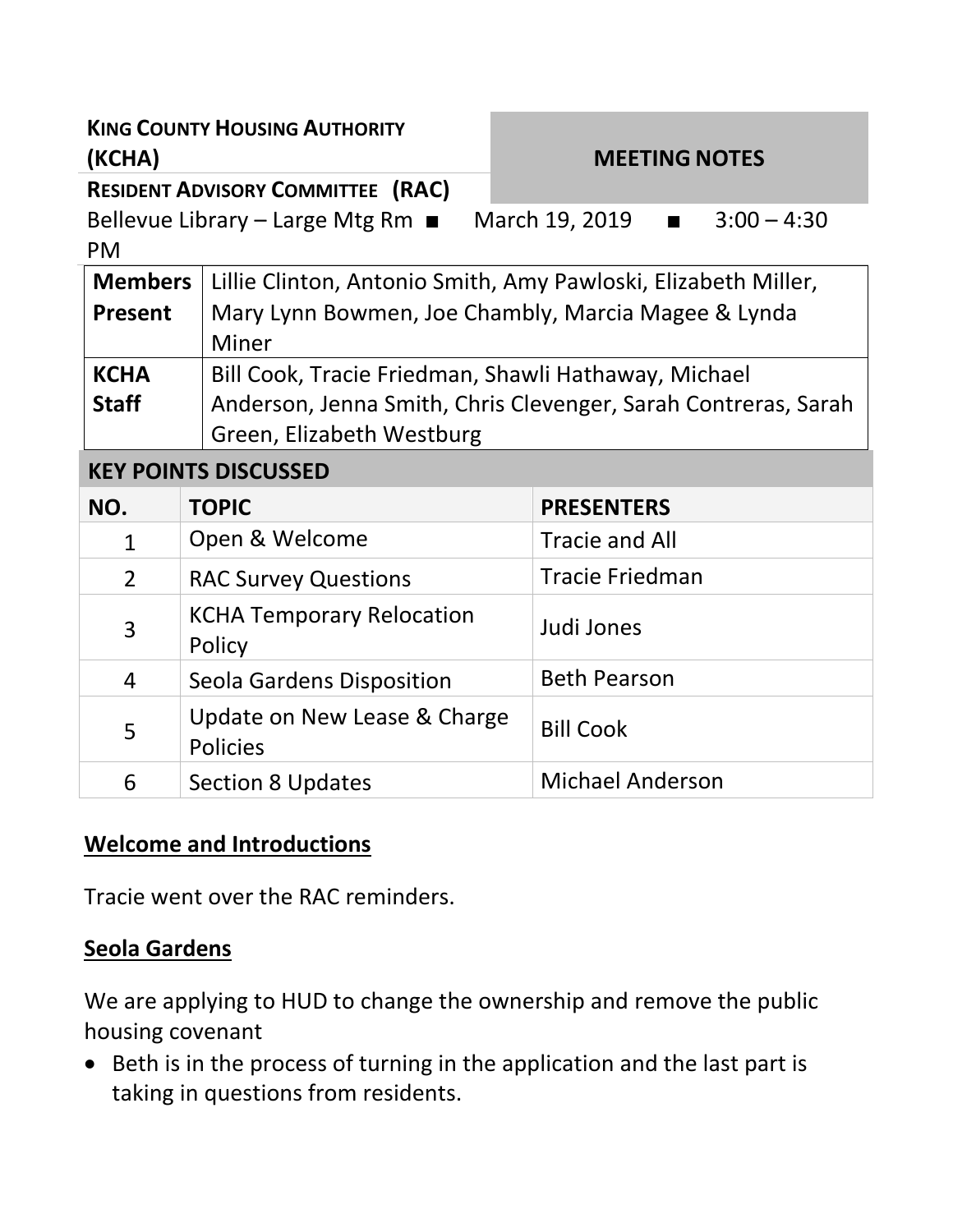**KING COUNTY HOUSING AUTHORITY (KCHA)**

**MEETING NOTES**

**RESIDENT ADVISORY COMMITTEE (RAC)**

Bellevue Library – Large Mtg Rm ■ March 19, 2019 ■ 3:00 – 4:30 PM

| | |
|---|---|
| **Members Present** | Lillie Clinton, Antonio Smith, Amy Pawloski, Elizabeth Miller, Mary Lynn Bowmen, Joe Chambly, Marcia Magee & Lynda Miner |
| **KCHA Staff** | Bill Cook, Tracie Friedman, Shawli Hathaway, Michael Anderson, Jenna Smith, Chris Clevenger, Sarah Contreras, Sarah Green, Elizabeth Westburg |

**KEY POINTS DISCUSSED**

| NO. | TOPIC | PRESENTERS |
|---|---|---|
| 1 | Open & Welcome | Tracie and All |
| 2 | RAC Survey Questions | Tracie Friedman |
| 3 | KCHA Temporary Relocation Policy | Judi Jones |
| 4 | Seola Gardens Disposition | Beth Pearson |
| 5 | Update on New Lease & Charge Policies | Bill Cook |
| 6 | Section 8 Updates | Michael Anderson |

## Welcome and Introductions

Tracie went over the RAC reminders.

## Seola Gardens

We are applying to HUD to change the ownership and remove the public housing covenant

- Beth is in the process of turning in the application and the last part is taking in questions from residents.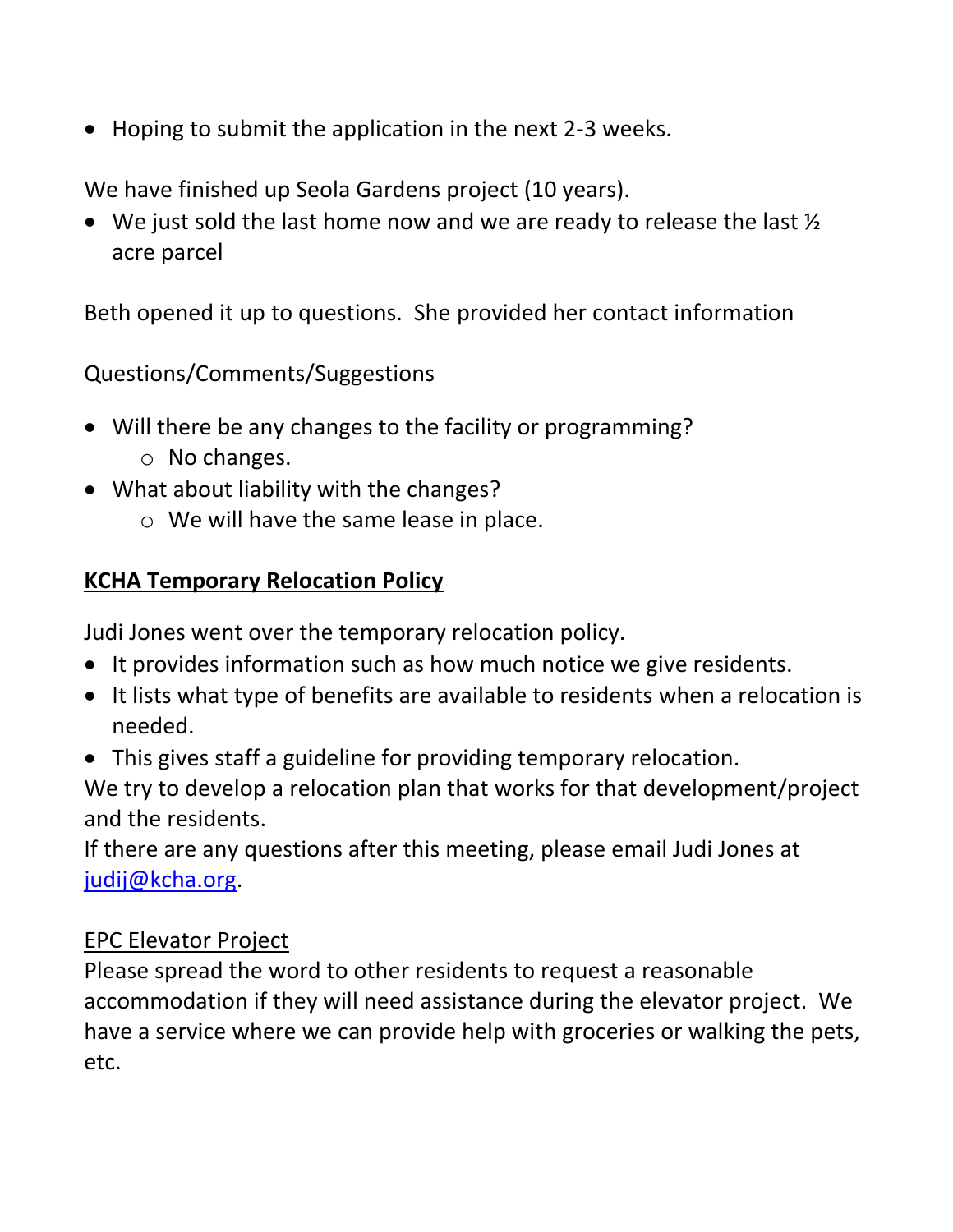- Hoping to submit the application in the next 2-3 weeks.

We have finished up Seola Gardens project (10 years).

- We just sold the last home now and we are ready to release the last ½ acre parcel

Beth opened it up to questions. She provided her contact information

Questions/Comments/Suggestions

- Will there be any changes to the facility or programming?
    - No changes.
- What about liability with the changes?
    - We will have the same lease in place.

**<u>KCHA Temporary Relocation Policy</u>**

Judi Jones went over the temporary relocation policy.

- It provides information such as how much notice we give residents.
- It lists what type of benefits are available to residents when a relocation is needed.
- This gives staff a guideline for providing temporary relocation.

We try to develop a relocation plan that works for that development/project and the residents.

If there are any questions after this meeting, please email Judi Jones at judij@kcha.org.

<u>EPC Elevator Project</u>

Please spread the word to other residents to request a reasonable accommodation if they will need assistance during the elevator project. We have a service where we can provide help with groceries or walking the pets, etc.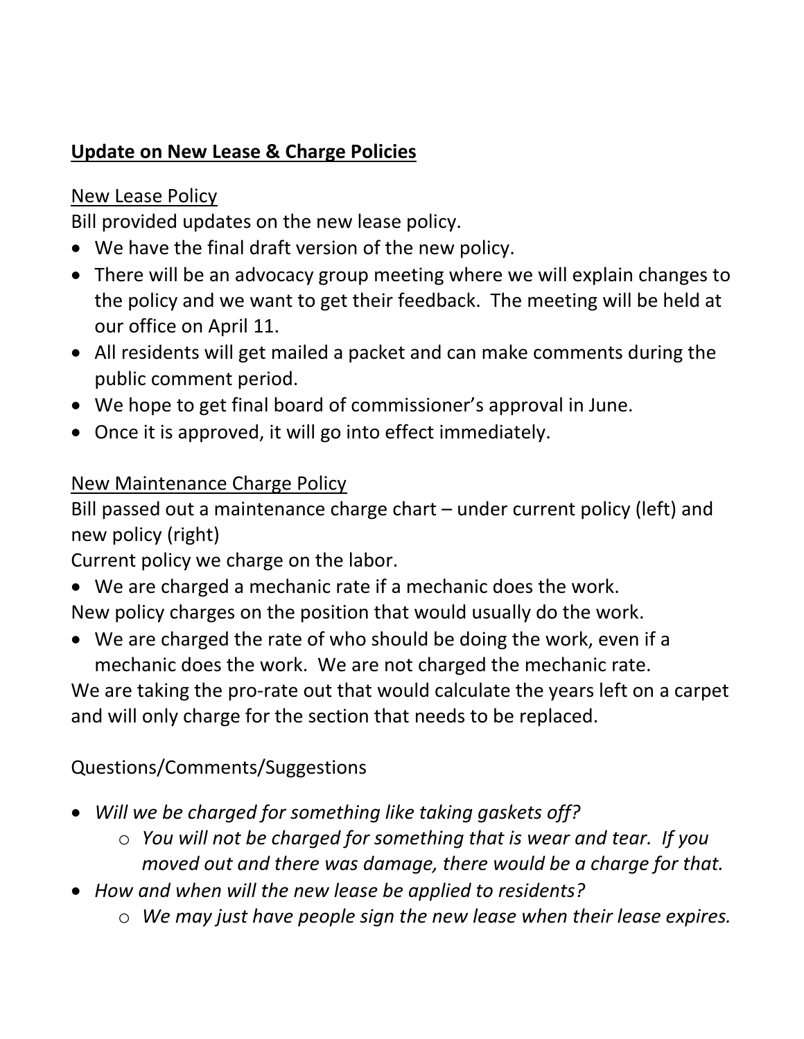## **Update on New Lease & Charge Policies**

### New Lease Policy

Bill provided updates on the new lease policy.

- We have the final draft version of the new policy.
- There will be an advocacy group meeting where we will explain changes to the policy and we want to get their feedback. The meeting will be held at our office on April 11.
- All residents will get mailed a packet and can make comments during the public comment period.
- We hope to get final board of commissioner's approval in June.
- Once it is approved, it will go into effect immediately.

### New Maintenance Charge Policy

Bill passed out a maintenance charge chart – under current policy (left) and new policy (right)

Current policy we charge on the labor.

- We are charged a mechanic rate if a mechanic does the work.

New policy charges on the position that would usually do the work.

- We are charged the rate of who should be doing the work, even if a mechanic does the work. We are not charged the mechanic rate.

We are taking the pro-rate out that would calculate the years left on a carpet and will only charge for the section that needs to be replaced.

### Questions/Comments/Suggestions

- *Will we be charged for something like taking gaskets off?*
  - *You will not be charged for something that is wear and tear. If you moved out and there was damage, there would be a charge for that.*
- *How and when will the new lease be applied to residents?*
  - *We may just have people sign the new lease when their lease expires.*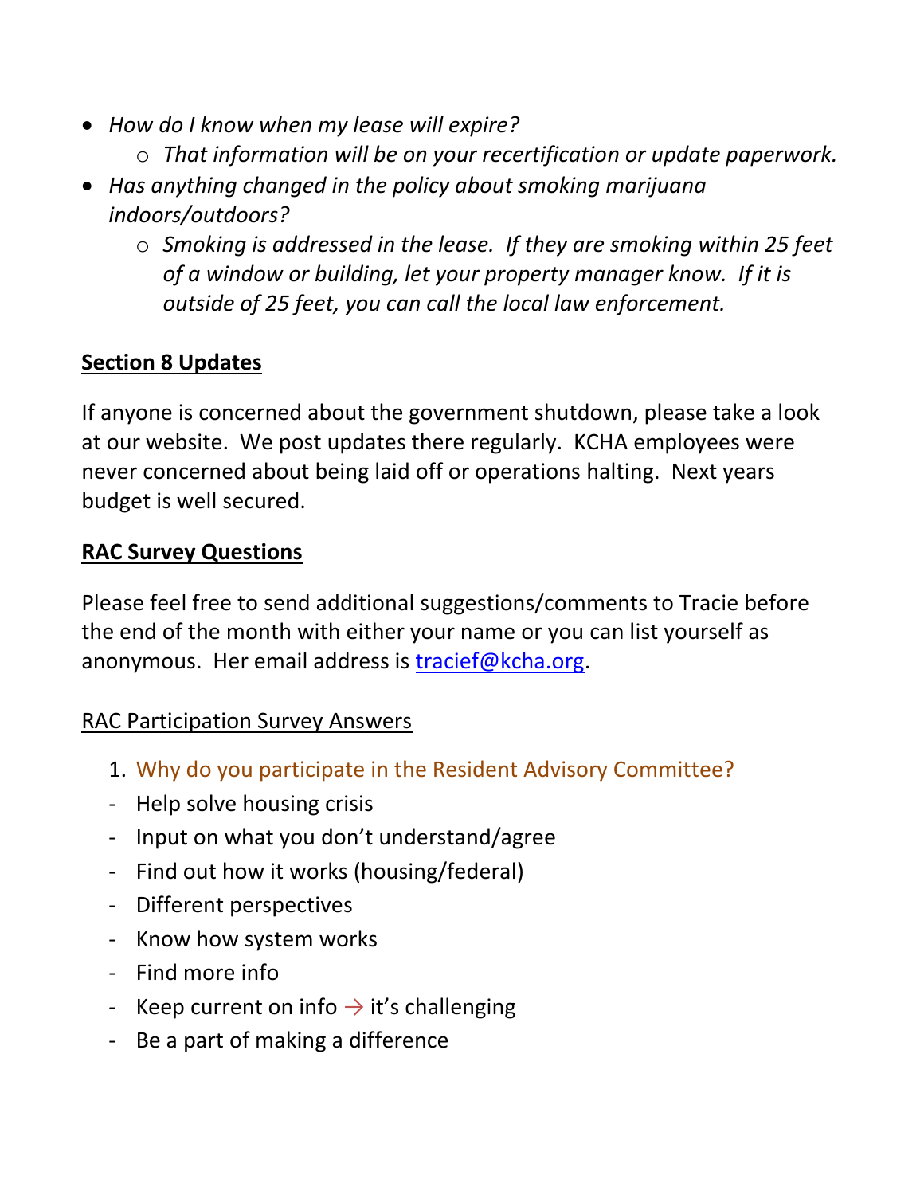- *How do I know when my lease will expire?*
  - *That information will be on your recertification or update paperwork.*
- *Has anything changed in the policy about smoking marijuana indoors/outdoors?*
  - *Smoking is addressed in the lease. If they are smoking within 25 feet of a window or building, let your property manager know. If it is outside of 25 feet, you can call the local law enforcement.*

**Section 8 Updates**

If anyone is concerned about the government shutdown, please take a look at our website. We post updates there regularly. KCHA employees were never concerned about being laid off or operations halting. Next years budget is well secured.

**RAC Survey Questions**

Please feel free to send additional suggestions/comments to Tracie before the end of the month with either your name or you can list yourself as anonymous. Her email address is [tracief@kcha.org](mailto:tracief@kcha.org).

RAC Participation Survey Answers

1. Why do you participate in the Resident Advisory Committee?

- Help solve housing crisis
- Input on what you don't understand/agree
- Find out how it works (housing/federal)
- Different perspectives
- Know how system works
- Find more info
- Keep current on info → it's challenging
- Be a part of making a difference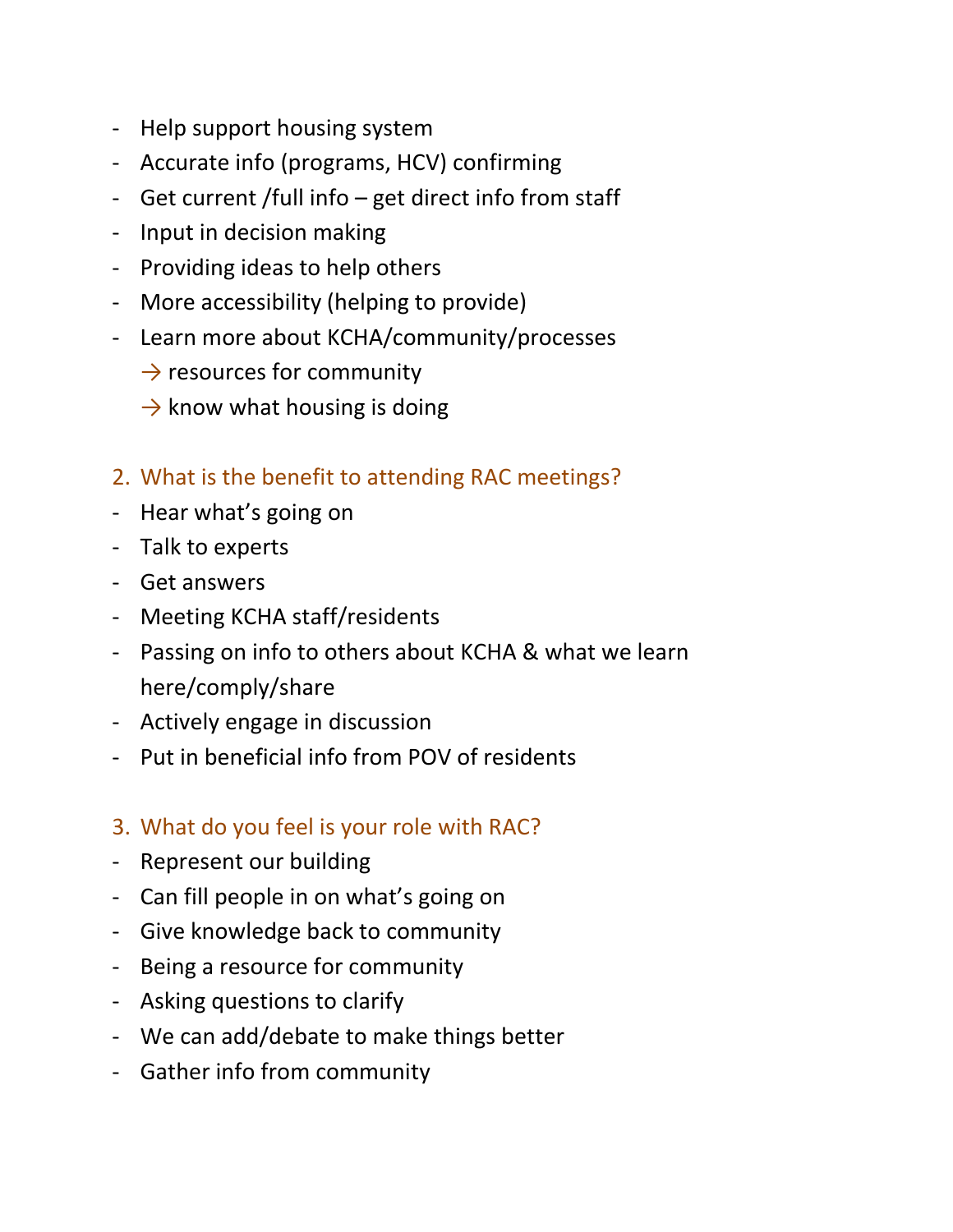- Help support housing system
- Accurate info (programs, HCV) confirming
- Get current /full info – get direct info from staff
- Input in decision making
- Providing ideas to help others
- More accessibility (helping to provide)
- Learn more about KCHA/community/processes
  - → resources for community
  - → know what housing is doing

2. What is the benefit to attending RAC meetings?

- Hear what's going on
- Talk to experts
- Get answers
- Meeting KCHA staff/residents
- Passing on info to others about KCHA & what we learn here/comply/share
- Actively engage in discussion
- Put in beneficial info from POV of residents

3. What do you feel is your role with RAC?

- Represent our building
- Can fill people in on what's going on
- Give knowledge back to community
- Being a resource for community
- Asking questions to clarify
- We can add/debate to make things better
- Gather info from community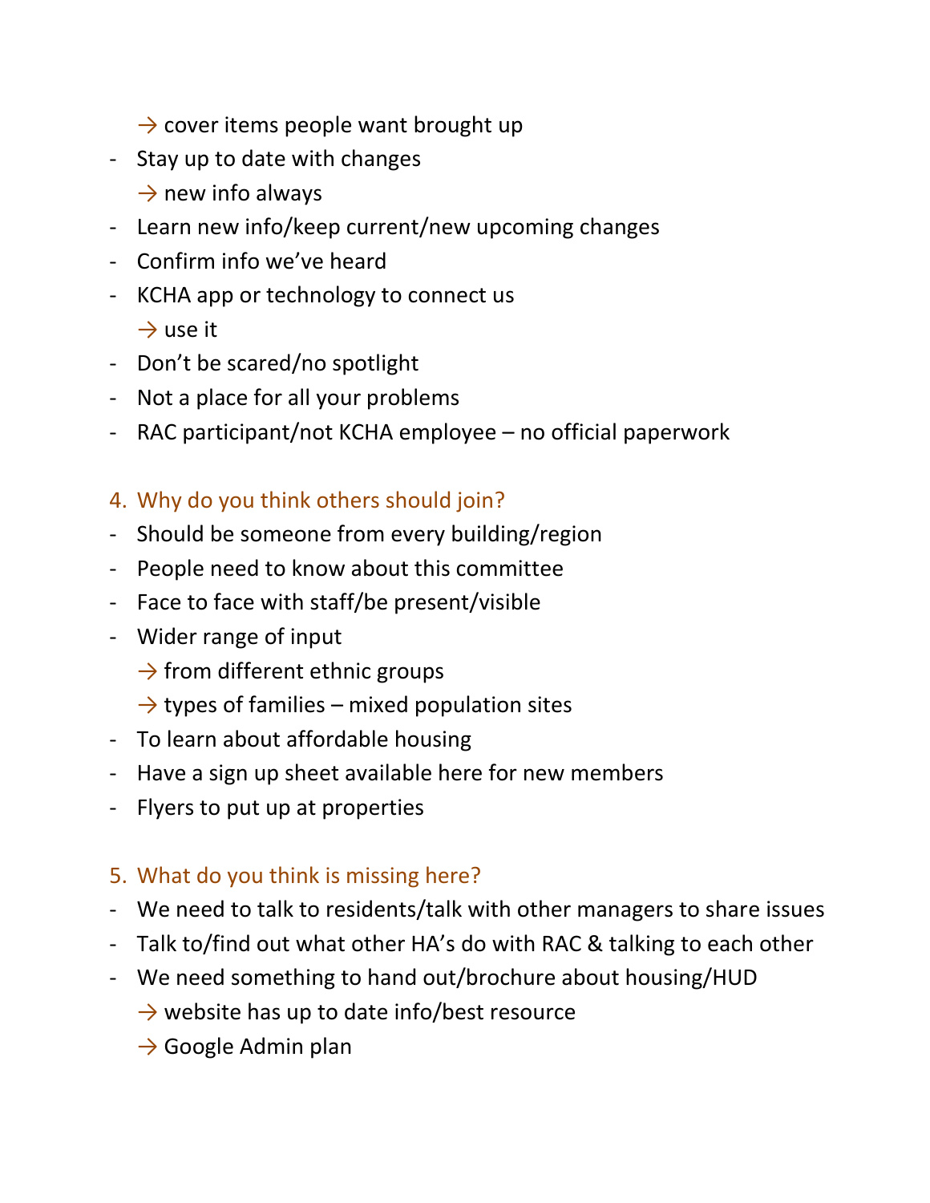→ cover items people want brought up

- Stay up to date with changes
  → new info always
- Learn new info/keep current/new upcoming changes
- Confirm info we've heard
- KCHA app or technology to connect us
  → use it
- Don't be scared/no spotlight
- Not a place for all your problems
- RAC participant/not KCHA employee – no official paperwork

4. Why do you think others should join?

- Should be someone from every building/region
- People need to know about this committee
- Face to face with staff/be present/visible
- Wider range of input
  → from different ethnic groups
  → types of families – mixed population sites
- To learn about affordable housing
- Have a sign up sheet available here for new members
- Flyers to put up at properties

5. What do you think is missing here?

- We need to talk to residents/talk with other managers to share issues
- Talk to/find out what other HA's do with RAC & talking to each other
- We need something to hand out/brochure about housing/HUD
  → website has up to date info/best resource
  → Google Admin plan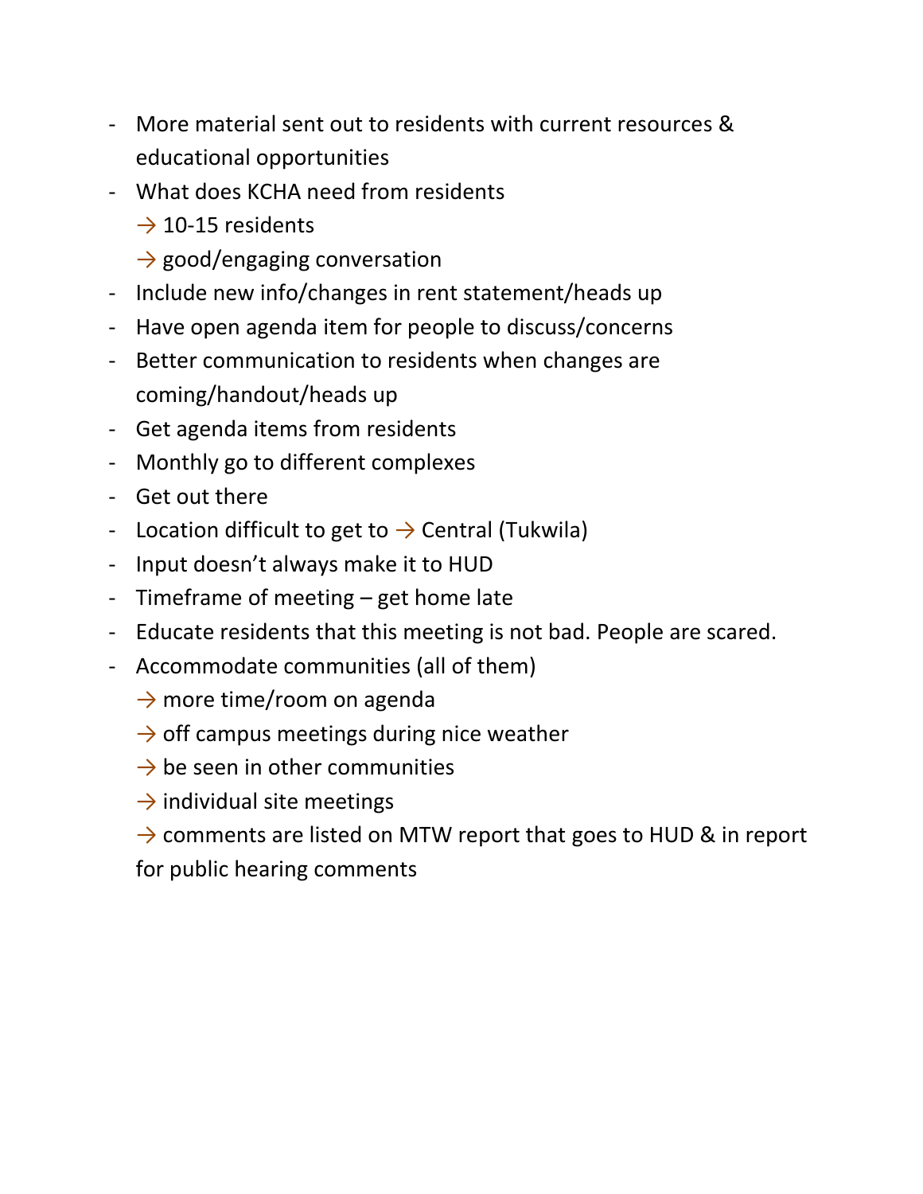- More material sent out to residents with current resources & educational opportunities
- What does KCHA need from residents
  - → 10-15 residents
  - → good/engaging conversation
- Include new info/changes in rent statement/heads up
- Have open agenda item for people to discuss/concerns
- Better communication to residents when changes are coming/handout/heads up
- Get agenda items from residents
- Monthly go to different complexes
- Get out there
- Location difficult to get to → Central (Tukwila)
- Input doesn't always make it to HUD
- Timeframe of meeting – get home late
- Educate residents that this meeting is not bad. People are scared.
- Accommodate communities (all of them)
  - → more time/room on agenda
  - → off campus meetings during nice weather
  - → be seen in other communities
  - → individual site meetings
  - → comments are listed on MTW report that goes to HUD & in report for public hearing comments